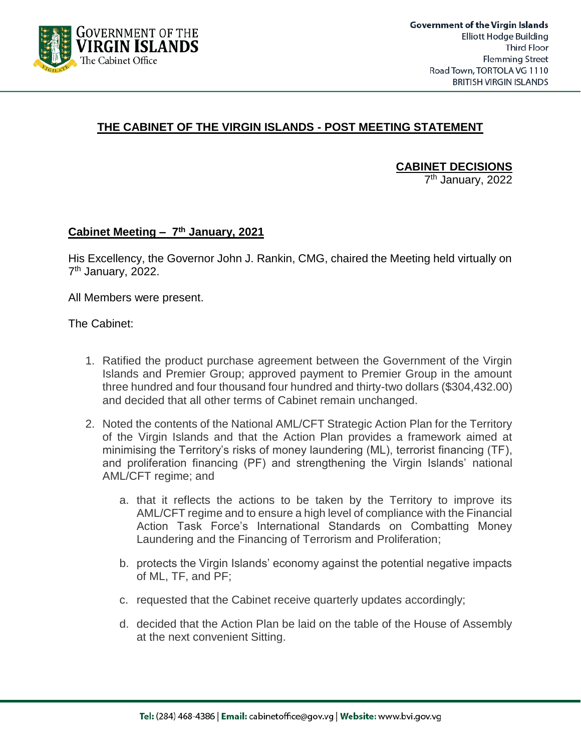Government of the Virgin Islands
Elliott Hodge Building
Third Floor
Flemming Street
Road Town, TORTOLA VG 1110
BRITISH VIRGIN ISLANDS

# THE CABINET OF THE VIRGIN ISLANDS - POST MEETING STATEMENT

**CABINET DECISIONS**
7th January, 2022

## Cabinet Meeting – 7th January, 2021

His Excellency, the Governor John J. Rankin, CMG, chaired the Meeting held virtually on 7th January, 2022.

All Members were present.

The Cabinet:

1. Ratified the product purchase agreement between the Government of the Virgin Islands and Premier Group; approved payment to Premier Group in the amount three hundred and four thousand four hundred and thirty-two dollars ($304,432.00) and decided that all other terms of Cabinet remain unchanged.

2. Noted the contents of the National AML/CFT Strategic Action Plan for the Territory of the Virgin Islands and that the Action Plan provides a framework aimed at minimising the Territory's risks of money laundering (ML), terrorist financing (TF), and proliferation financing (PF) and strengthening the Virgin Islands' national AML/CFT regime; and

   a. that it reflects the actions to be taken by the Territory to improve its AML/CFT regime and to ensure a high level of compliance with the Financial Action Task Force's International Standards on Combatting Money Laundering and the Financing of Terrorism and Proliferation;

   b. protects the Virgin Islands' economy against the potential negative impacts of ML, TF, and PF;

   c. requested that the Cabinet receive quarterly updates accordingly;

   d. decided that the Action Plan be laid on the table of the House of Assembly at the next convenient Sitting.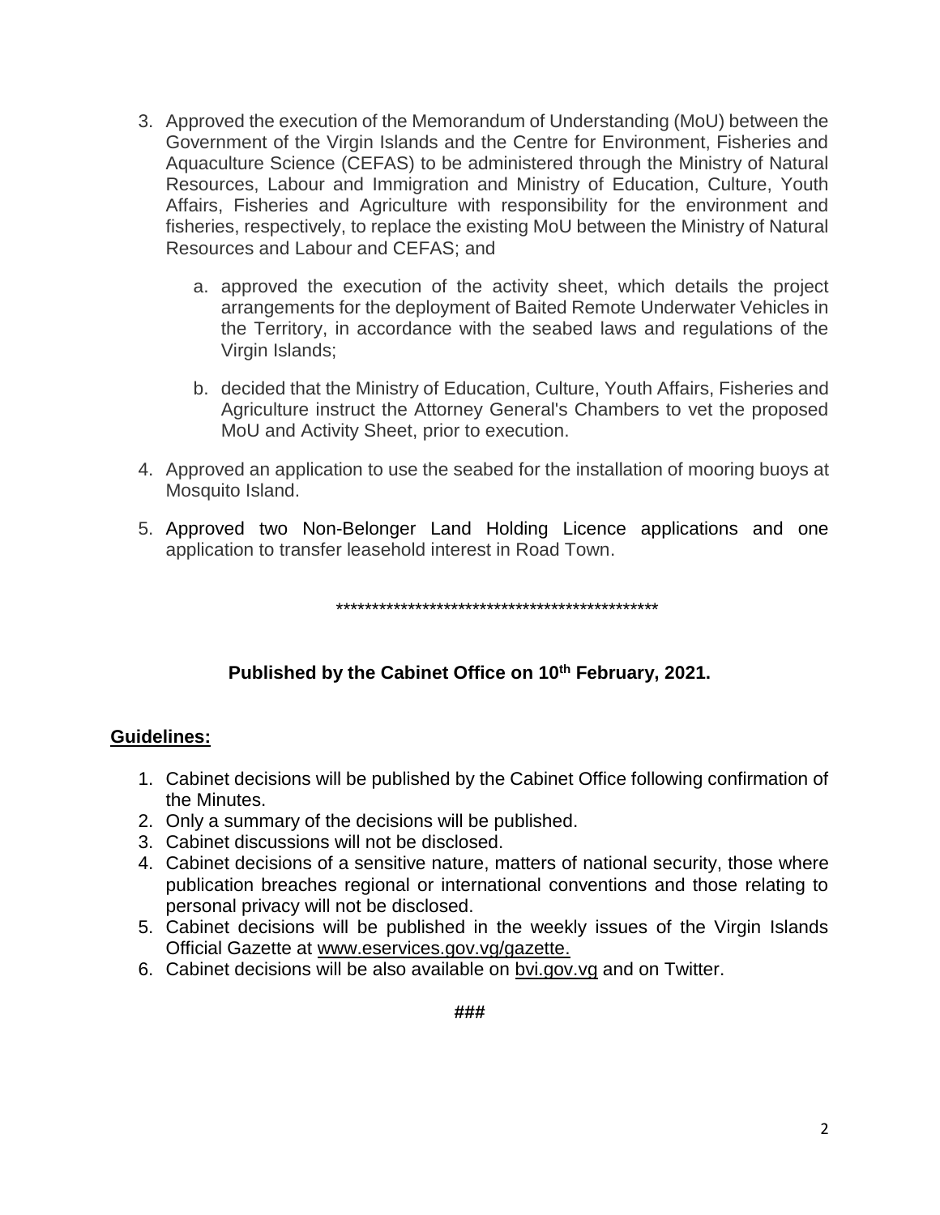3. Approved the execution of the Memorandum of Understanding (MoU) between the Government of the Virgin Islands and the Centre for Environment, Fisheries and Aquaculture Science (CEFAS) to be administered through the Ministry of Natural Resources, Labour and Immigration and Ministry of Education, Culture, Youth Affairs, Fisheries and Agriculture with responsibility for the environment and fisheries, respectively, to replace the existing MoU between the Ministry of Natural Resources and Labour and CEFAS; and

   a. approved the execution of the activity sheet, which details the project arrangements for the deployment of Baited Remote Underwater Vehicles in the Territory, in accordance with the seabed laws and regulations of the Virgin Islands;

   b. decided that the Ministry of Education, Culture, Youth Affairs, Fisheries and Agriculture instruct the Attorney General's Chambers to vet the proposed MoU and Activity Sheet, prior to execution.

4. Approved an application to use the seabed for the installation of mooring buoys at Mosquito Island.

5. Approved two Non-Belonger Land Holding Licence applications and one application to transfer leasehold interest in Road Town.

**********************************************

**Published by the Cabinet Office on 10th February, 2021.**

**Guidelines:**

1. Cabinet decisions will be published by the Cabinet Office following confirmation of the Minutes.
2. Only a summary of the decisions will be published.
3. Cabinet discussions will not be disclosed.
4. Cabinet decisions of a sensitive nature, matters of national security, those where publication breaches regional or international conventions and those relating to personal privacy will not be disclosed.
5. Cabinet decisions will be published in the weekly issues of the Virgin Islands Official Gazette at www.eservices.gov.vg/gazette.
6. Cabinet decisions will be also available on bvi.gov.vg and on Twitter.

###